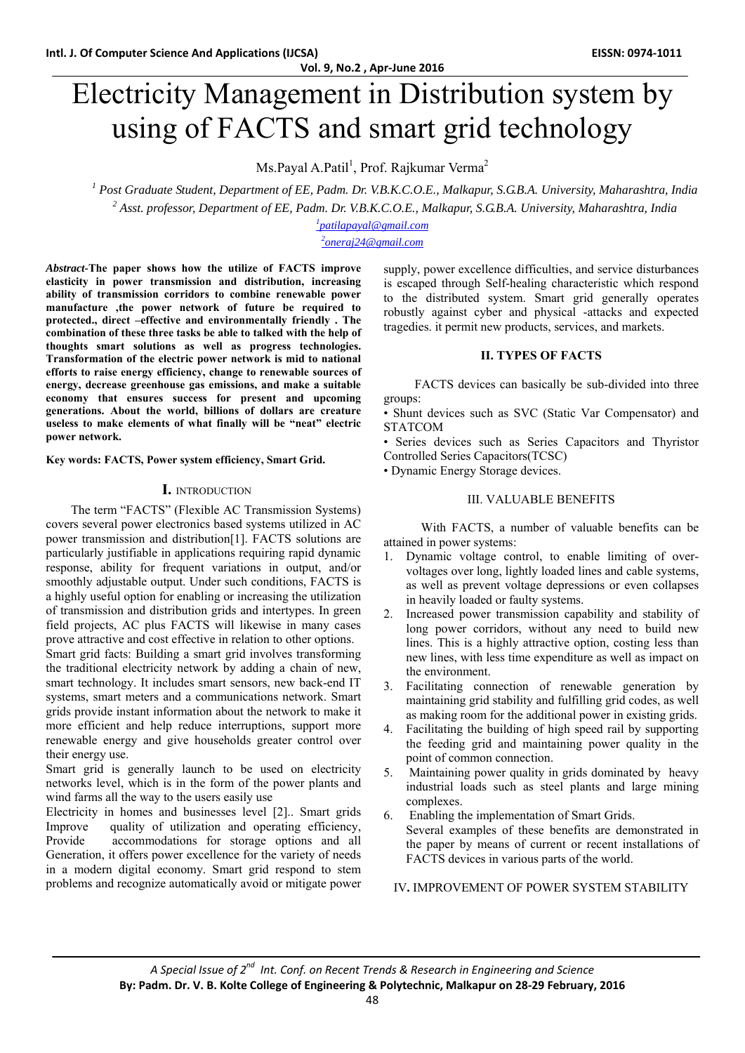# Electricity Management in Distribution system by using of FACTS and smart grid technology

Ms.Payal A.Patil[1], Prof. Rajkumar Verma[2]

[1] Post Graduate Student, Department of EE, Padm. Dr. V.B.K.C.O.E., Malkapur, S.G.B.A. University, Maharashtra, India

[2] Asst. professor, Department of EE, Padm. Dr. V.B.K.C.O.E., Malkapur, S.G.B.A. University, Maharashtra, India

[1]patilapayal@gmail.com

[2]oneraj24@gmail.com

***Abstract*-The paper shows how the utilize of FACTS improve elasticity in power transmission and distribution, increasing ability of transmission corridors to combine renewable power manufacture ,the power network of future be required to protected., direct –effective and environmentally friendly . The combination of these three tasks be able to talked with the help of thoughts smart solutions as well as progress technologies. Transformation of the electric power network is mid to national efforts to raise energy efficiency, change to renewable sources of energy, decrease greenhouse gas emissions, and make a suitable economy that ensures success for present and upcoming generations. About the world, billions of dollars are creature useless to make elements of what finally will be "neat" electric power network.**

**Key words: FACTS, Power system efficiency, Smart Grid.**

## I. INTRODUCTION

The term "FACTS" (Flexible AC Transmission Systems) covers several power electronics based systems utilized in AC power transmission and distribution[1]. FACTS solutions are particularly justifiable in applications requiring rapid dynamic response, ability for frequent variations in output, and/or smoothly adjustable output. Under such conditions, FACTS is a highly useful option for enabling or increasing the utilization of transmission and distribution grids and intertypes. In green field projects, AC plus FACTS will likewise in many cases prove attractive and cost effective in relation to other options.

Smart grid facts: Building a smart grid involves transforming the traditional electricity network by adding a chain of new, smart technology. It includes smart sensors, new back-end IT systems, smart meters and a communications network. Smart grids provide instant information about the network to make it more efficient and help reduce interruptions, support more renewable energy and give households greater control over their energy use.

Smart grid is generally launch to be used on electricity networks level, which is in the form of the power plants and wind farms all the way to the users easily use

Electricity in homes and businesses level [2].. Smart grids Improve quality of utilization and operating efficiency, Provide accommodations for storage options and all Generation, it offers power excellence for the variety of needs in a modern digital economy. Smart grid respond to stem problems and recognize automatically avoid or mitigate power supply, power excellence difficulties, and service disturbances is escaped through Self-healing characteristic which respond to the distributed system. Smart grid generally operates robustly against cyber and physical -attacks and expected tragedies. it permit new products, services, and markets.

## II. TYPES OF FACTS

FACTS devices can basically be sub-divided into three groups:

- Shunt devices such as SVC (Static Var Compensator) and STATCOM
- Series devices such as Series Capacitors and Thyristor Controlled Series Capacitors(TCSC)
- Dynamic Energy Storage devices.

## III. VALUABLE BENEFITS

With FACTS, a number of valuable benefits can be attained in power systems:

1. Dynamic voltage control, to enable limiting of over-voltages over long, lightly loaded lines and cable systems, as well as prevent voltage depressions or even collapses in heavily loaded or faulty systems.
2. Increased power transmission capability and stability of long power corridors, without any need to build new lines. This is a highly attractive option, costing less than new lines, with less time expenditure as well as impact on the environment.
3. Facilitating connection of renewable generation by maintaining grid stability and fulfilling grid codes, as well as making room for the additional power in existing grids.
4. Facilitating the building of high speed rail by supporting the feeding grid and maintaining power quality in the point of common connection.
5. Maintaining power quality in grids dominated by heavy industrial loads such as steel plants and large mining complexes.
6. Enabling the implementation of Smart Grids.
   Several examples of these benefits are demonstrated in the paper by means of current or recent installations of FACTS devices in various parts of the world.

## IV. IMPROVEMENT OF POWER SYSTEM STABILITY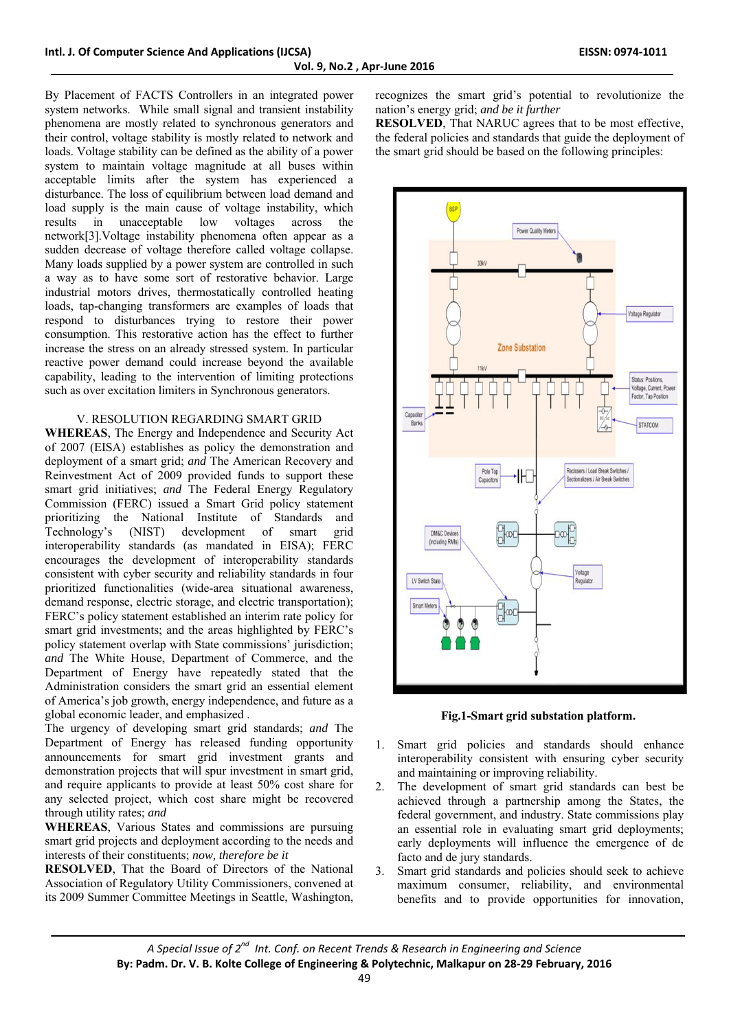By Placement of FACTS Controllers in an integrated power system networks. While small signal and transient instability phenomena are mostly related to synchronous generators and their control, voltage stability is mostly related to network and loads. Voltage stability can be defined as the ability of a power system to maintain voltage magnitude at all buses within acceptable limits after the system has experienced a disturbance. The loss of equilibrium between load demand and load supply is the main cause of voltage instability, which results in unacceptable low voltages across the network[3].Voltage instability phenomena often appear as a sudden decrease of voltage therefore called voltage collapse. Many loads supplied by a power system are controlled in such a way as to have some sort of restorative behavior. Large industrial motors drives, thermostatically controlled heating loads, tap-changing transformers are examples of loads that respond to disturbances trying to restore their power consumption. This restorative action has the effect to further increase the stress on an already stressed system. In particular reactive power demand could increase beyond the available capability, leading to the intervention of limiting protections such as over excitation limiters in Synchronous generators.

## V. RESOLUTION REGARDING SMART GRID

**WHEREAS**, The Energy and Independence and Security Act of 2007 (EISA) establishes as policy the demonstration and deployment of a smart grid; *and* The American Recovery and Reinvestment Act of 2009 provided funds to support these smart grid initiatives; *and* The Federal Energy Regulatory Commission (FERC) issued a Smart Grid policy statement prioritizing the National Institute of Standards and Technology's (NIST) development of smart grid interoperability standards (as mandated in EISA); FERC encourages the development of interoperability standards consistent with cyber security and reliability standards in four prioritized functionalities (wide-area situational awareness, demand response, electric storage, and electric transportation); FERC's policy statement established an interim rate policy for smart grid investments; and the areas highlighted by FERC's policy statement overlap with State commissions' jurisdiction; *and* The White House, Department of Commerce, and the Department of Energy have repeatedly stated that the Administration considers the smart grid an essential element of America's job growth, energy independence, and future as a global economic leader, and emphasized .

The urgency of developing smart grid standards; *and* The Department of Energy has released funding opportunity announcements for smart grid investment grants and demonstration projects that will spur investment in smart grid, and require applicants to provide at least 50% cost share for any selected project, which cost share might be recovered through utility rates; *and*

**WHEREAS**, Various States and commissions are pursuing smart grid projects and deployment according to the needs and interests of their constituents; *now, therefore be it*

**RESOLVED**, That the Board of Directors of the National Association of Regulatory Utility Commissioners, convened at its 2009 Summer Committee Meetings in Seattle, Washington, recognizes the smart grid's potential to revolutionize the nation's energy grid; *and be it further*

**RESOLVED**, That NARUC agrees that to be most effective, the federal policies and standards that guide the deployment of the smart grid should be based on the following principles:

**Fig.1-Smart grid substation platform.**

1. Smart grid policies and standards should enhance interoperability consistent with ensuring cyber security and maintaining or improving reliability.
2. The development of smart grid standards can best be achieved through a partnership among the States, the federal government, and industry. State commissions play an essential role in evaluating smart grid deployments; early deployments will influence the emergence of de facto and de jury standards.
3. Smart grid standards and policies should seek to achieve maximum consumer, reliability, and environmental benefits and to provide opportunities for innovation,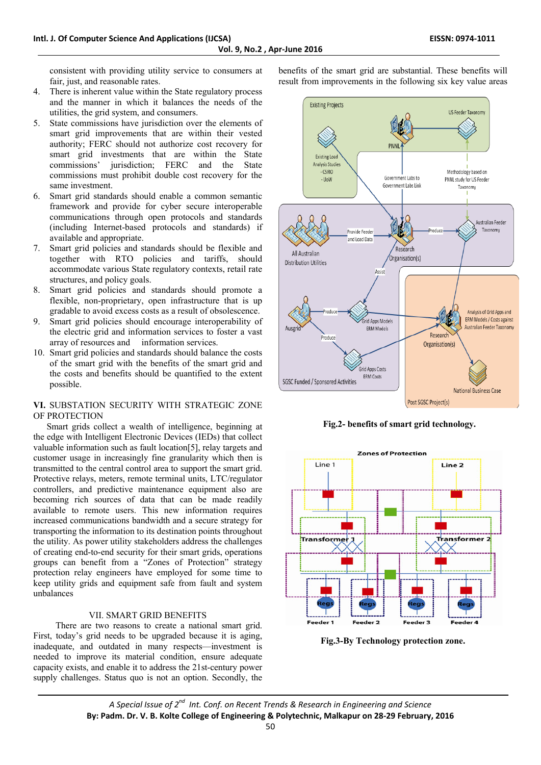consistent with providing utility service to consumers at fair, just, and reasonable rates.

4. There is inherent value within the State regulatory process and the manner in which it balances the needs of the utilities, the grid system, and consumers.
5. State commissions have jurisdiction over the elements of smart grid improvements that are within their vested authority; FERC should not authorize cost recovery for smart grid investments that are within the State commissions' jurisdiction; FERC and the State commissions must prohibit double cost recovery for the same investment.
6. Smart grid standards should enable a common semantic framework and provide for cyber secure interoperable communications through open protocols and standards (including Internet-based protocols and standards) if available and appropriate.
7. Smart grid policies and standards should be flexible and together with RTO policies and tariffs, should accommodate various State regulatory contexts, retail rate structures, and policy goals.
8. Smart grid policies and standards should promote a flexible, non-proprietary, open infrastructure that is up gradable to avoid excess costs as a result of obsolescence.
9. Smart grid policies should encourage interoperability of the electric grid and information services to foster a vast array of resources and information services.
10. Smart grid policies and standards should balance the costs of the smart grid with the benefits of the smart grid and the costs and benefits should be quantified to the extent possible.

## VI. SUBSTATION SECURITY WITH STRATEGIC ZONE OF PROTECTION

Smart grids collect a wealth of intelligence, beginning at the edge with Intelligent Electronic Devices (IEDs) that collect valuable information such as fault location[5], relay targets and customer usage in increasingly fine granularity which then is transmitted to the central control area to support the smart grid. Protective relays, meters, remote terminal units, LTC/regulator controllers, and predictive maintenance equipment also are becoming rich sources of data that can be made readily available to remote users. This new information requires increased communications bandwidth and a secure strategy for transporting the information to its destination points throughout the utility. As power utility stakeholders address the challenges of creating end-to-end security for their smart grids, operations groups can benefit from a "Zones of Protection" strategy protection relay engineers have employed for some time to keep utility grids and equipment safe from fault and system unbalances

## VII. SMART GRID BENEFITS

There are two reasons to create a national smart grid. First, today's grid needs to be upgraded because it is aging, inadequate, and outdated in many respects—investment is needed to improve its material condition, ensure adequate capacity exists, and enable it to address the 21st-century power supply challenges. Status quo is not an option. Secondly, the benefits of the smart grid are substantial. These benefits will result from improvements in the following six key value areas

**Fig.2- benefits of smart grid technology.**

**Fig.3-By Technology protection zone.**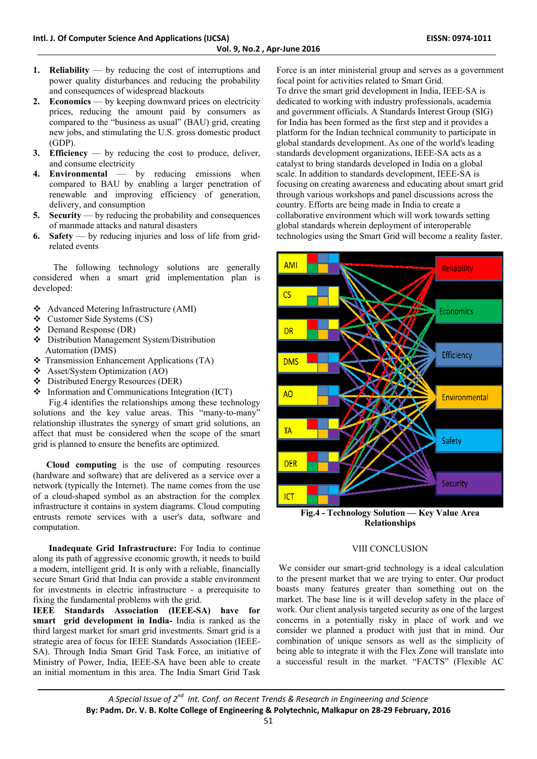1. **Reliability** — by reducing the cost of interruptions and power quality disturbances and reducing the probability and consequences of widespread blackouts
2. **Economics** — by keeping downward prices on electricity prices, reducing the amount paid by consumers as compared to the "business as usual" (BAU) grid, creating new jobs, and stimulating the U.S. gross domestic product (GDP).
3. **Efficiency** — by reducing the cost to produce, deliver, and consume electricity
4. **Environmental** — by reducing emissions when compared to BAU by enabling a larger penetration of renewable and improving efficiency of generation, delivery, and consumption
5. **Security** — by reducing the probability and consequences of manmade attacks and natural disasters
6. **Safety** — by reducing injuries and loss of life from grid-related events

The following technology solutions are generally considered when a smart grid implementation plan is developed:

- Advanced Metering Infrastructure (AMI)
- Customer Side Systems (CS)
- Demand Response (DR)
- Distribution Management System/Distribution Automation (DMS)
- Transmission Enhancement Applications (TA)
- Asset/System Optimization (AO)
- Distributed Energy Resources (DER)
- Information and Communications Integration (ICT)

Fig.4 identifies the relationships among these technology solutions and the key value areas. This "many-to-many" relationship illustrates the synergy of smart grid solutions, an affect that must be considered when the scope of the smart grid is planned to ensure the benefits are optimized.

**Cloud computing** is the use of computing resources (hardware and software) that are delivered as a service over a network (typically the Internet). The name comes from the use of a cloud-shaped symbol as an abstraction for the complex infrastructure it contains in system diagrams. Cloud computing entrusts remote services with a user's data, software and computation.

**Inadequate Grid Infrastructure:** For India to continue along its path of aggressive economic growth, it needs to build a modern, intelligent grid. It is only with a reliable, financially secure Smart Grid that India can provide a stable environment for investments in electric infrastructure - a prerequisite to fixing the fundamental problems with the grid.

**IEEE Standards Association (IEEE-SA) have for smart grid development in India-** India is ranked as the third largest market for smart grid investments. Smart grid is a strategic area of focus for IEEE Standards Association (IEEE-SA). Through India Smart Grid Task Force, an initiative of Ministry of Power, India, IEEE-SA have been able to create an initial momentum in this area. The India Smart Grid Task Force is an inter ministerial group and serves as a government focal point for activities related to Smart Grid.

To drive the smart grid development in India, IEEE-SA is dedicated to working with industry professionals, academia and government officials. A Standards Interest Group (SIG) for India has been formed as the first step and it provides a platform for the Indian technical community to participate in global standards development. As one of the world's leading standards development organizations, IEEE-SA acts as a catalyst to bring standards developed in India on a global scale. In addition to standards development, IEEE-SA is focusing on creating awareness and educating about smart grid through various workshops and panel discussions across the country. Efforts are being made in India to create a collaborative environment which will work towards setting global standards wherein deployment of interoperable technologies using the Smart Grid will become a reality faster.

**Fig.4 - Technology Solution — Key Value Area Relationships**

## VIII CONCLUSION

We consider our smart-grid technology is a ideal calculation to the present market that we are trying to enter. Our product boasts many features greater than something out on the market. The base line is it will develop safety in the place of work. Our client analysis targeted security as one of the largest concerns in a potentially risky in place of work and we consider we planned a product with just that in mind. Our combination of unique sensors as well as the simplicity of being able to integrate it with the Flex Zone will translate into a successful result in the market. "FACTS" (Flexible AC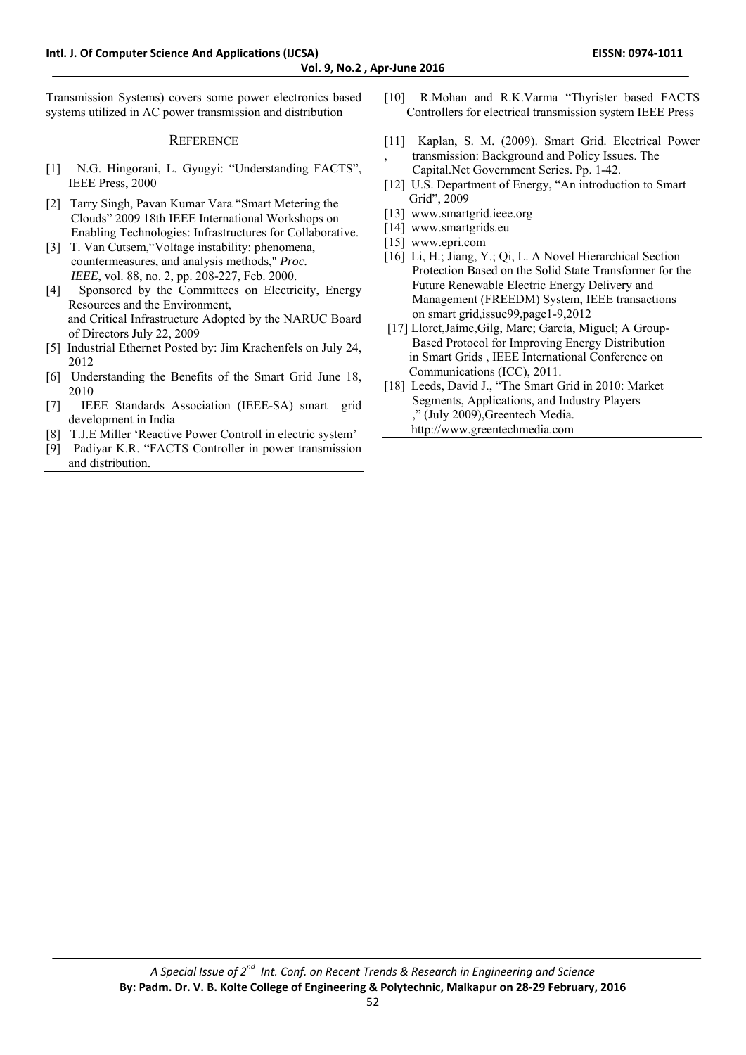Transmission Systems) covers some power electronics based systems utilized in AC power transmission and distribution

## REFERENCE

[1] N.G. Hingorani, L. Gyugyi: "Understanding FACTS", IEEE Press, 2000

[2] Tarry Singh, Pavan Kumar Vara "Smart Metering the Clouds" 2009 18th IEEE International Workshops on Enabling Technologies: Infrastructures for Collaborative.

[3] T. Van Cutsem,"Voltage instability: phenomena, countermeasures, and analysis methods," *Proc. IEEE*, vol. 88, no. 2, pp. 208-227, Feb. 2000.

[4] Sponsored by the Committees on Electricity, Energy Resources and the Environment, and Critical Infrastructure Adopted by the NARUC Board of Directors July 22, 2009

[5] Industrial Ethernet Posted by: Jim Krachenfels on July 24, 2012

[6] Understanding the Benefits of the Smart Grid June 18, 2010

[7] IEEE Standards Association (IEEE-SA) smart grid development in India

[8] T.J.E Miller 'Reactive Power Controll in electric system'

[9] Padiyar K.R. "FACTS Controller in power transmission and distribution.

[10] R.Mohan and R.K.Varma "Thyrister based FACTS Controllers for electrical transmission system IEEE Press

[11] Kaplan, S. M. (2009). Smart Grid. Electrical Power , transmission: Background and Policy Issues. The Capital.Net Government Series. Pp. 1-42.

[12] U.S. Department of Energy, "An introduction to Smart Grid", 2009

[13] www.smartgrid.ieee.org

[14] www.smartgrids.eu

[15] www.epri.com

[16] Li, H.; Jiang, Y.; Qi, L. A Novel Hierarchical Section Protection Based on the Solid State Transformer for the Future Renewable Electric Energy Delivery and Management (FREEDM) System, IEEE transactions on smart grid,issue99,page1-9,2012

[17] Lloret,Jaíme,Gilg, Marc; García, Miguel; A Group-Based Protocol for Improving Energy Distribution in Smart Grids , IEEE International Conference on Communications (ICC), 2011.

[18] Leeds, David J., "The Smart Grid in 2010: Market Segments, Applications, and Industry Players ," (July 2009),Greentech Media. http://www.greentechmedia.com